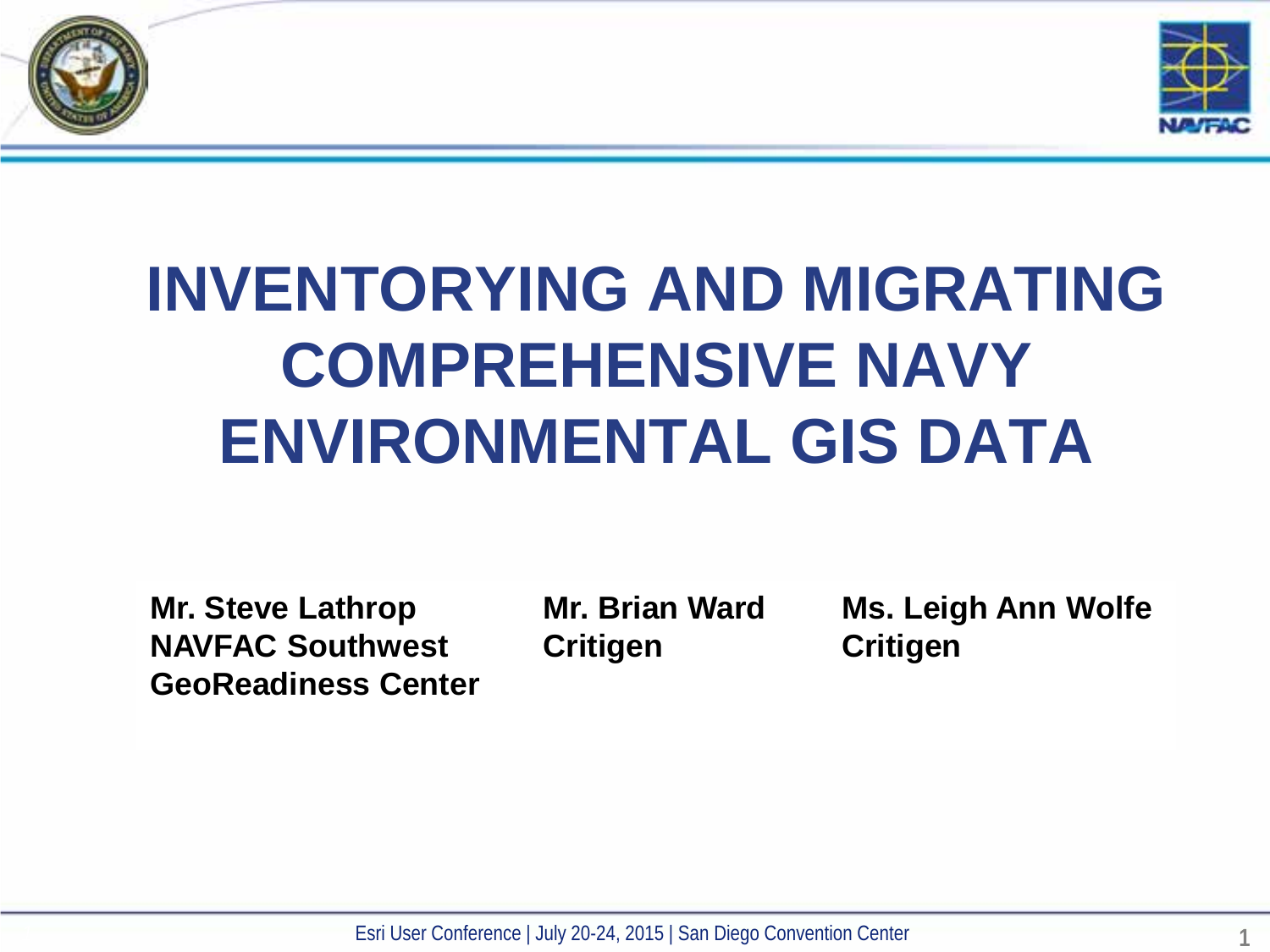# INVENTORYING AND MIGRATING COMPREHENSIVE NAVY ENVIRONMENTAL GIS DATA

**Mr. Steve Lathrop**
**NAVFAC Southwest**
**GeoReadiness Center**

**Mr. Brian Ward**
**Critigen**

**Ms. Leigh Ann Wolfe**
**Critigen**

Esri User Conference | July 20-24, 2015 | San Diego Convention Center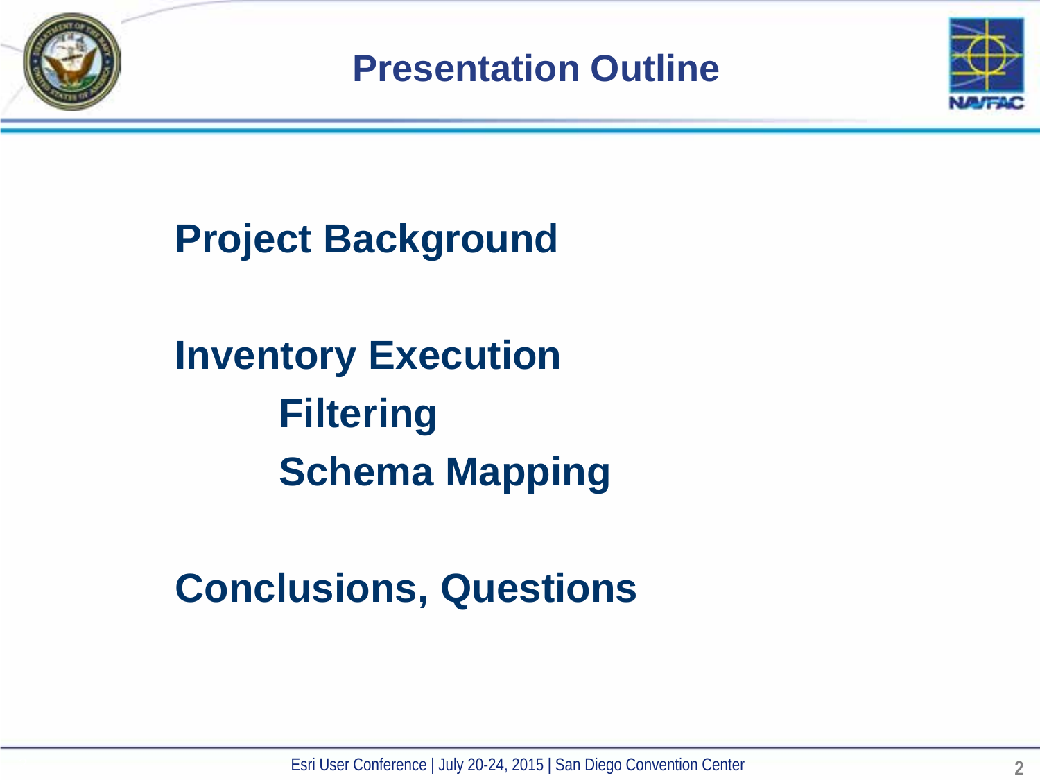# Presentation Outline

**Project Background**

**Inventory Execution**

- **Filtering**
- **Schema Mapping**

**Conclusions, Questions**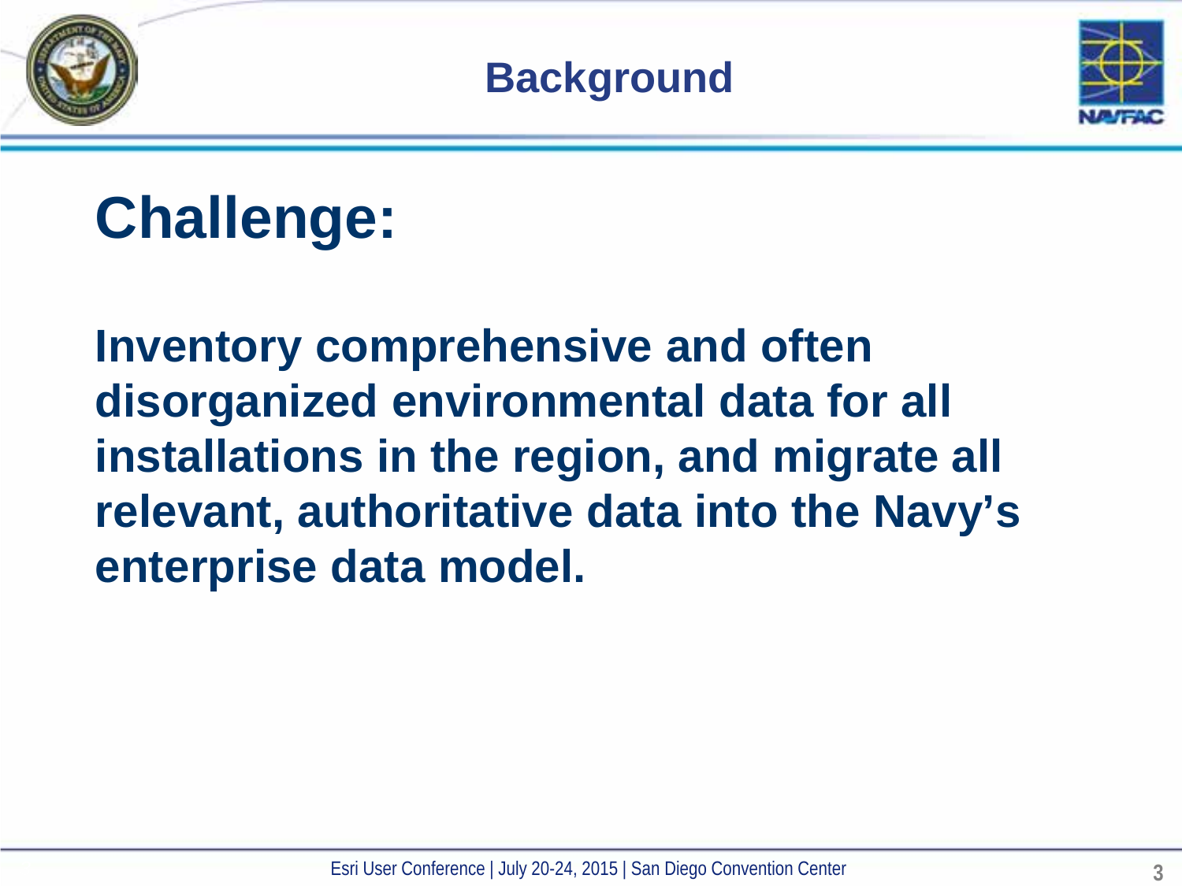# Background

## Challenge:

**Inventory comprehensive and often disorganized environmental data for all installations in the region, and migrate all relevant, authoritative data into the Navy's enterprise data model.**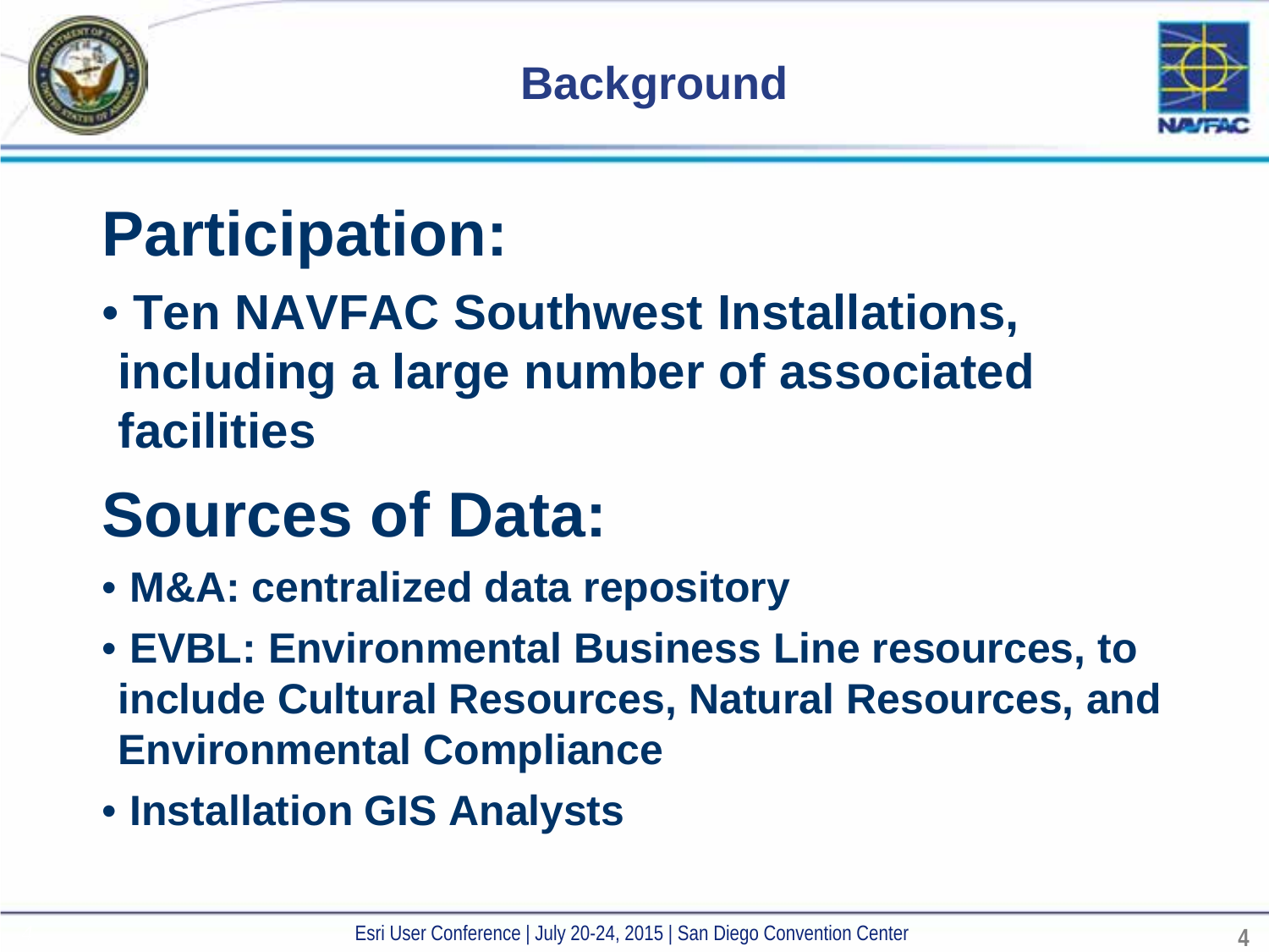# Background

## Participation:

- **Ten NAVFAC Southwest Installations, including a large number of associated facilities**

## Sources of Data:

- **M&A: centralized data repository**
- **EVBL: Environmental Business Line resources, to include Cultural Resources, Natural Resources, and Environmental Compliance**
- **Installation GIS Analysts**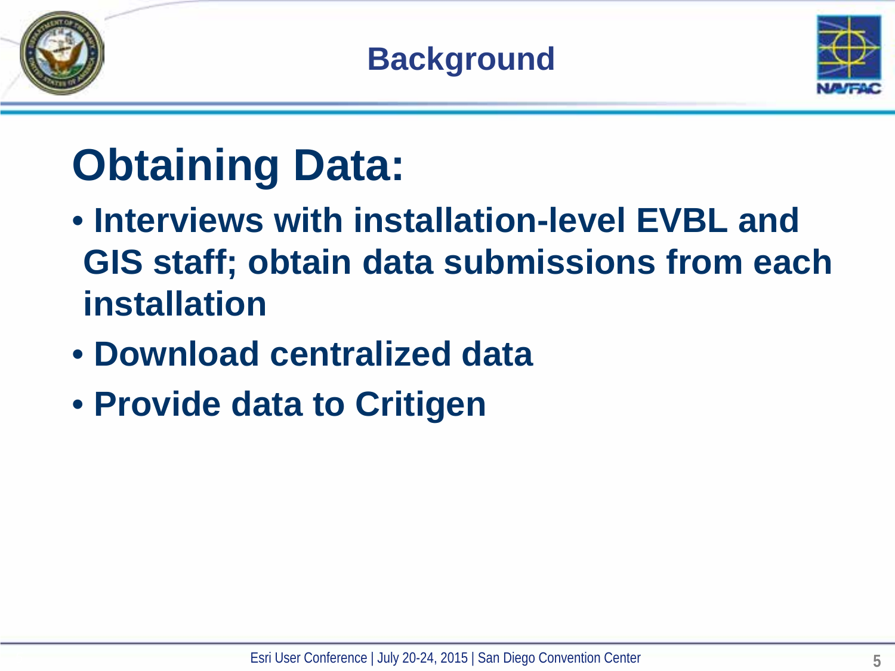# Background

## Obtaining Data:

- Interviews with installation-level EVBL and GIS staff; obtain data submissions from each installation
- Download centralized data
- Provide data to Critigen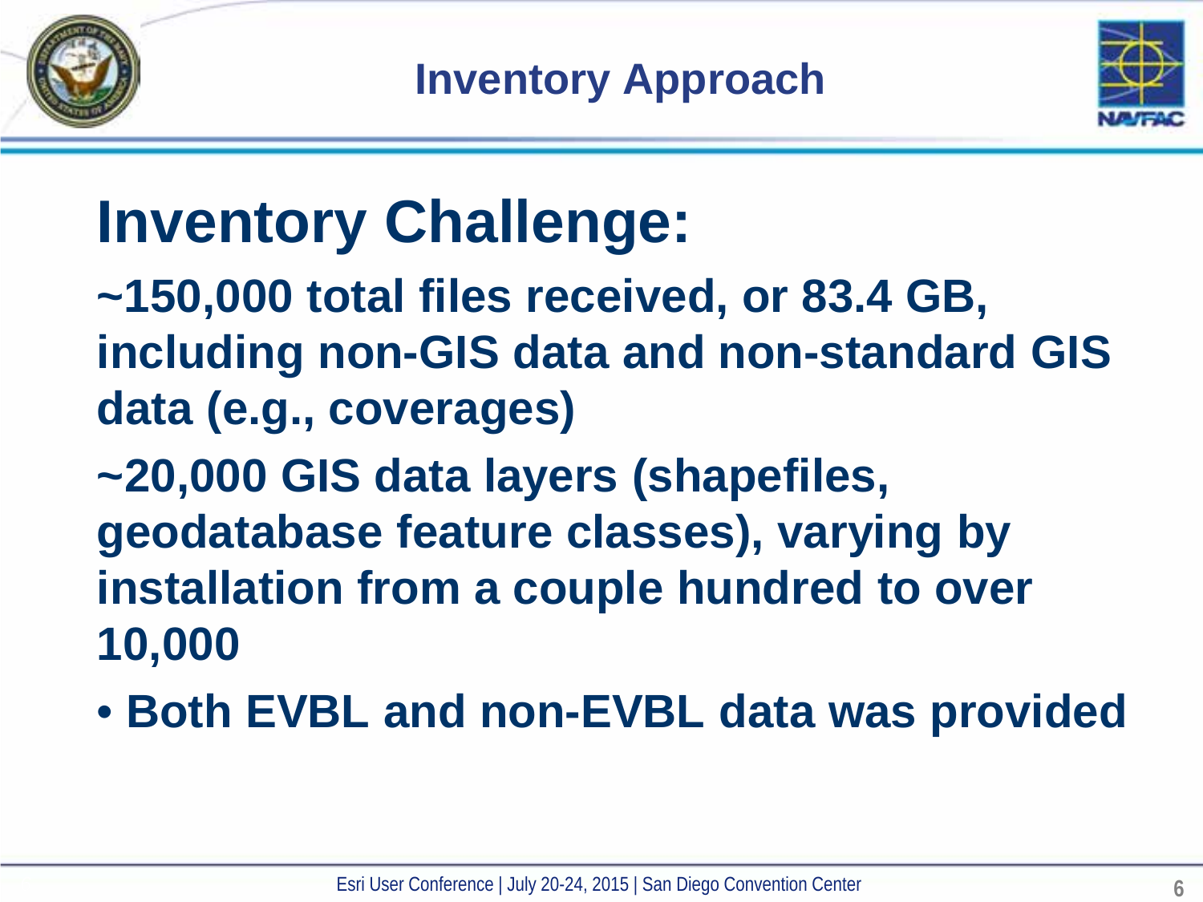# Inventory Approach

## Inventory Challenge:

**~150,000 total files received, or 83.4 GB, including non-GIS data and non-standard GIS data (e.g., coverages)**

**~20,000 GIS data layers (shapefiles, geodatabase feature classes), varying by installation from a couple hundred to over 10,000**

- **Both EVBL and non-EVBL data was provided**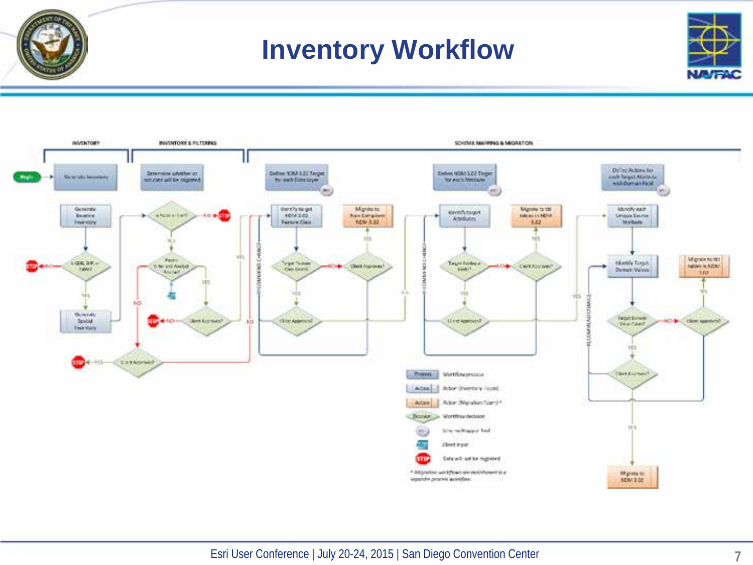# Inventory Workflow

INVENTORY

INVENTORY & FILTERING

SCHEMA MAPPING & MIGRATION

Begin → Generate Inventory

Generate Baseline Inventory

Is GDB, SHP, or Table? — NO → STOP; YES → Generate Spatial Inventory

Determine whether or not data will be migrated

Is Accurate? — NO → STOP; YES → Perform Filter and Analyst Review?

Client Approves? — NO → STOP

Client Approves? — YES → STOP

Define NDM 3.02 Target for each Data Layer

Identify target NDM 3.02 Feature Class

Target Feature Class Exists? — NO → Client Approves? — YES → Migrate to Non-Compliant NDM 3.02

YES → Client Approves?

Define NDM 3.02 Target for each Attribute

Identify target Attributes

Target Attribute Exists? — NO → Client Approves? — YES → Migrate to tbl tables in NDM 3.02

YES → Client Approves?

Define Actions for each Target Attribute with Domain Field

Identify each Unique Source Attribute

Identify Target Domain Values

Target Domain Value Exists? — NO → Client approves? — YES → Migrate to tbl tables in NDM 3.02

YES → Client Approves? — YES → Migrate to NDM 3.02

| Legend | |
|---|---|
| Process | Workflow process |
| Action | Action (Inventory Team) |
| Action | Action (Migration Team)* |
| Decision | Workflow decision |
| (icon) | Schema Mapper Tool |
| (icon) | Client input |
| STOP | Data will not be migrated |

*\* Migration workflows are maintained in a separate process workflow.*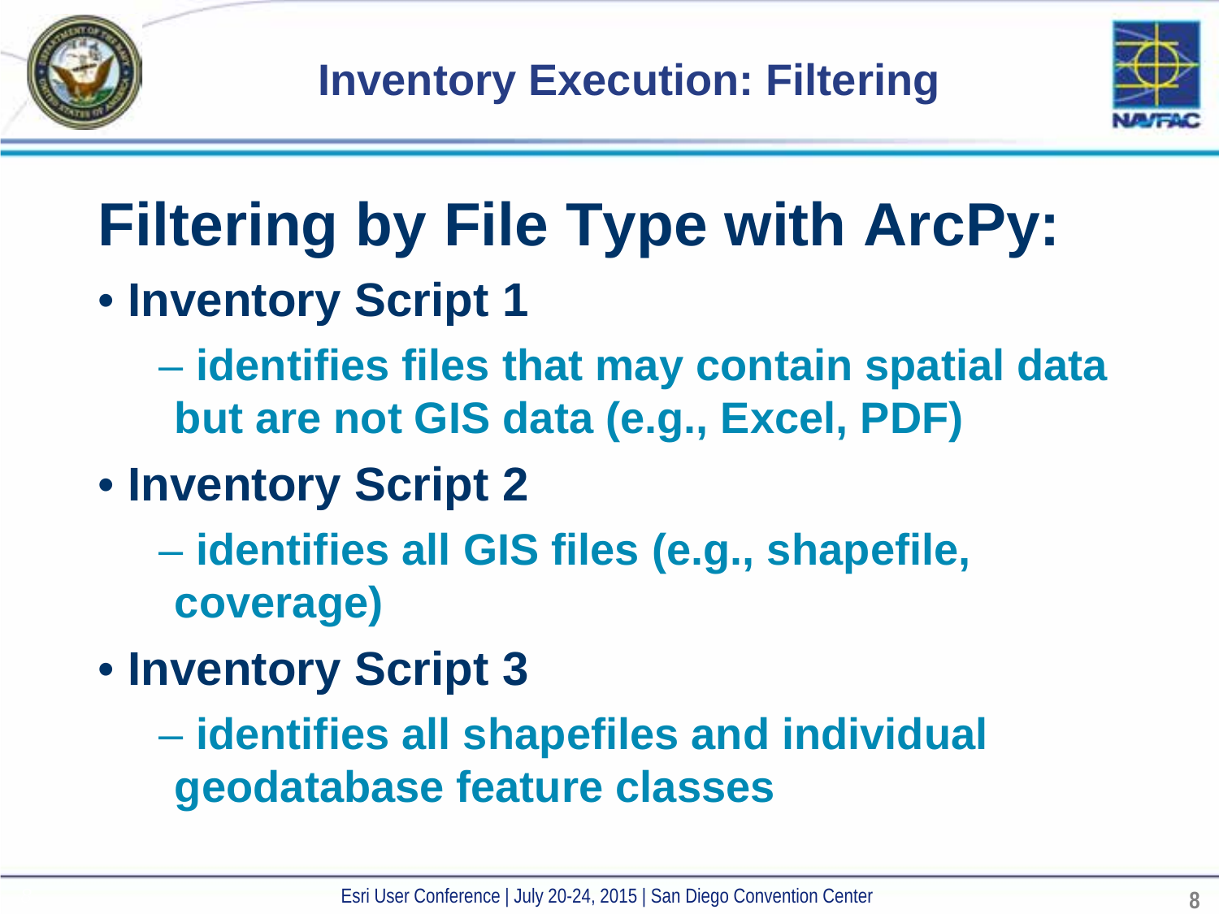# Inventory Execution: Filtering

## Filtering by File Type with ArcPy:

- **Inventory Script 1**
  - identifies files that may contain spatial data but are not GIS data (e.g., Excel, PDF)
- **Inventory Script 2**
  - identifies all GIS files (e.g., shapefile, coverage)
- **Inventory Script 3**
  - identifies all shapefiles and individual geodatabase feature classes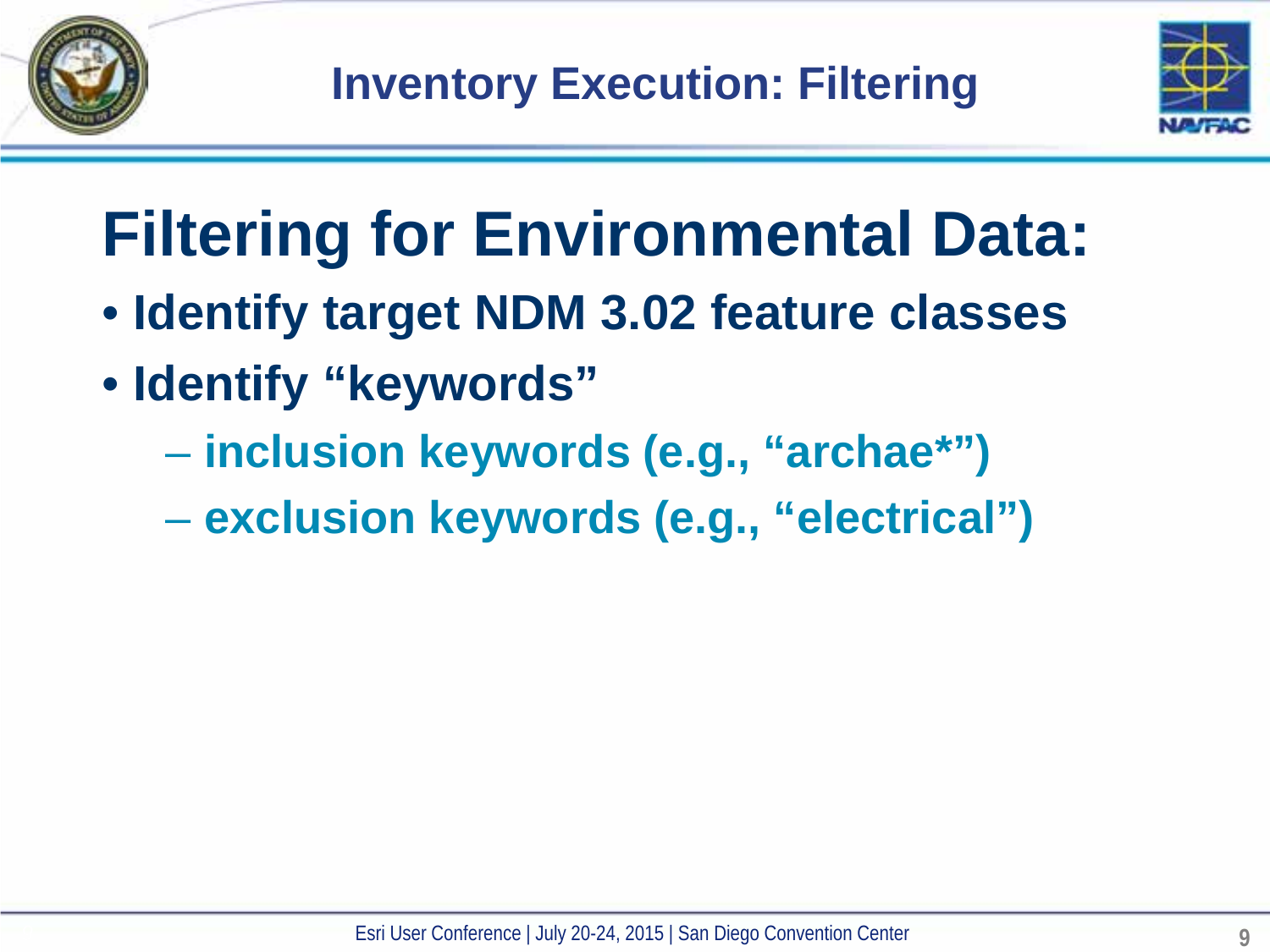# Inventory Execution: Filtering

## Filtering for Environmental Data:

- Identify target NDM 3.02 feature classes
- Identify "keywords"
  - inclusion keywords (e.g., "archae*")
  - exclusion keywords (e.g., "electrical")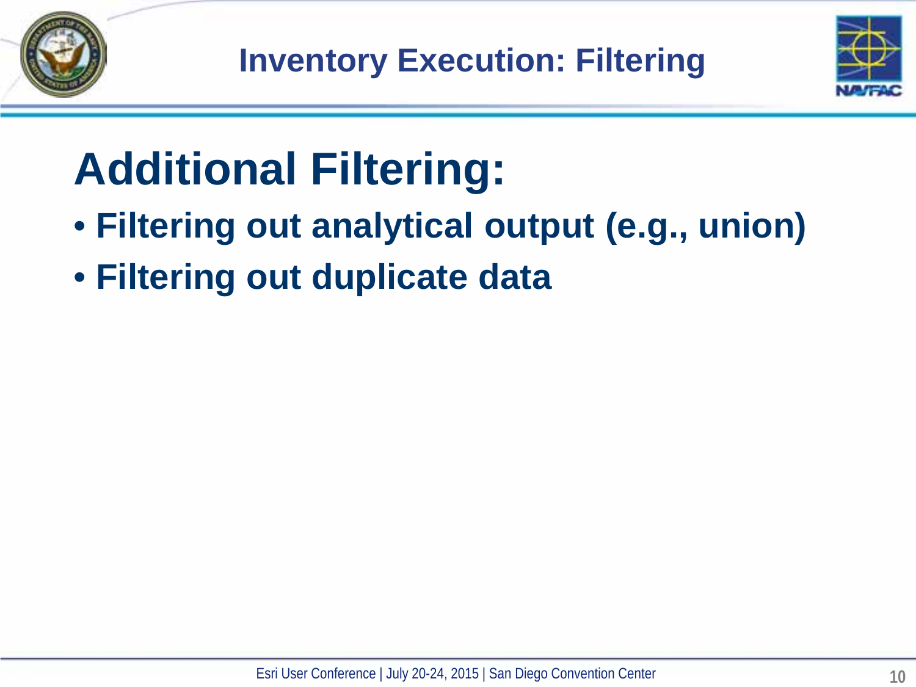# Inventory Execution: Filtering

## Additional Filtering:

- Filtering out analytical output (e.g., union)
- Filtering out duplicate data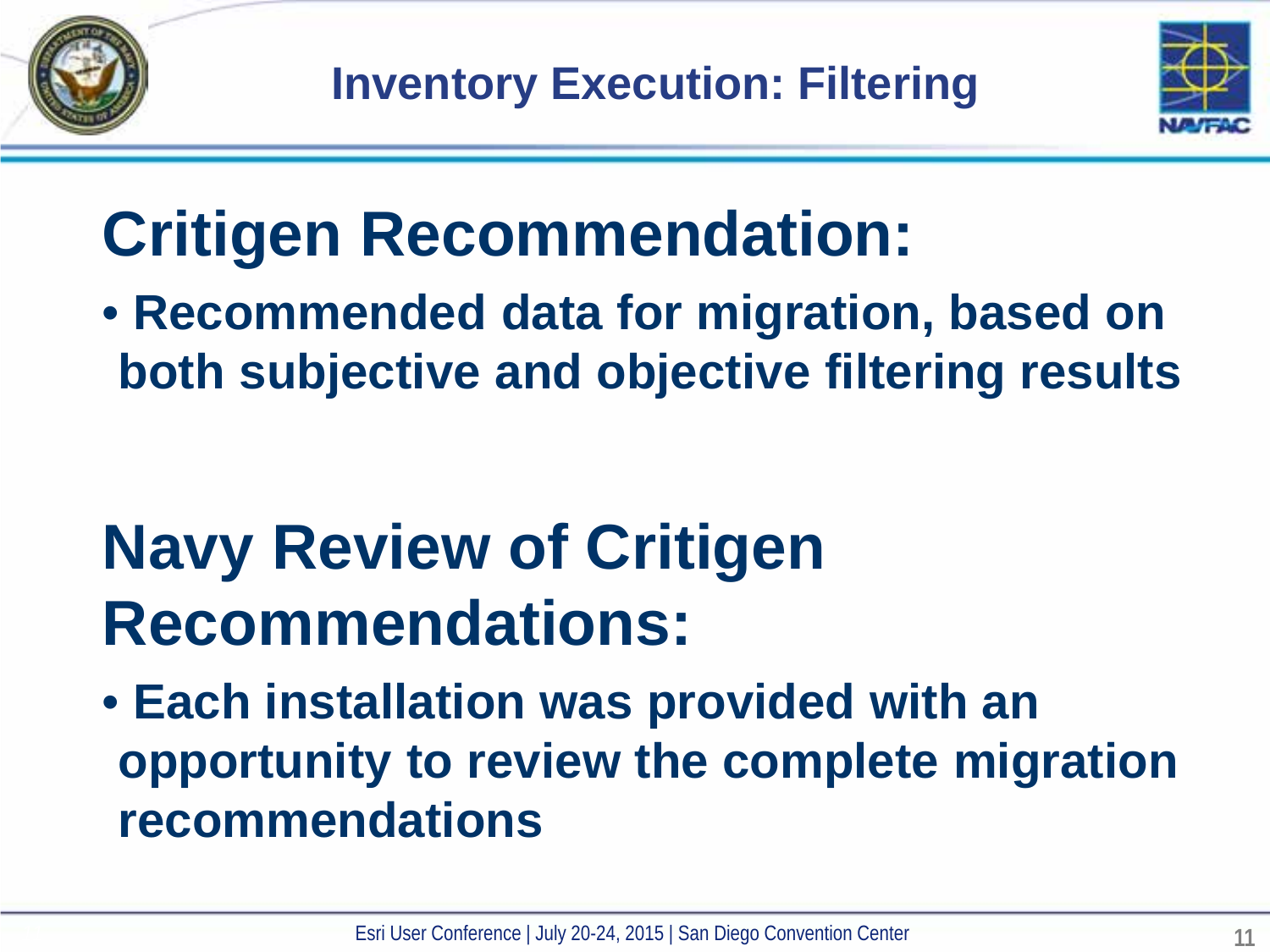# Inventory Execution: Filtering

## Critigen Recommendation:

- **Recommended data for migration, based on both subjective and objective filtering results**

## Navy Review of Critigen Recommendations:

- **Each installation was provided with an opportunity to review the complete migration recommendations**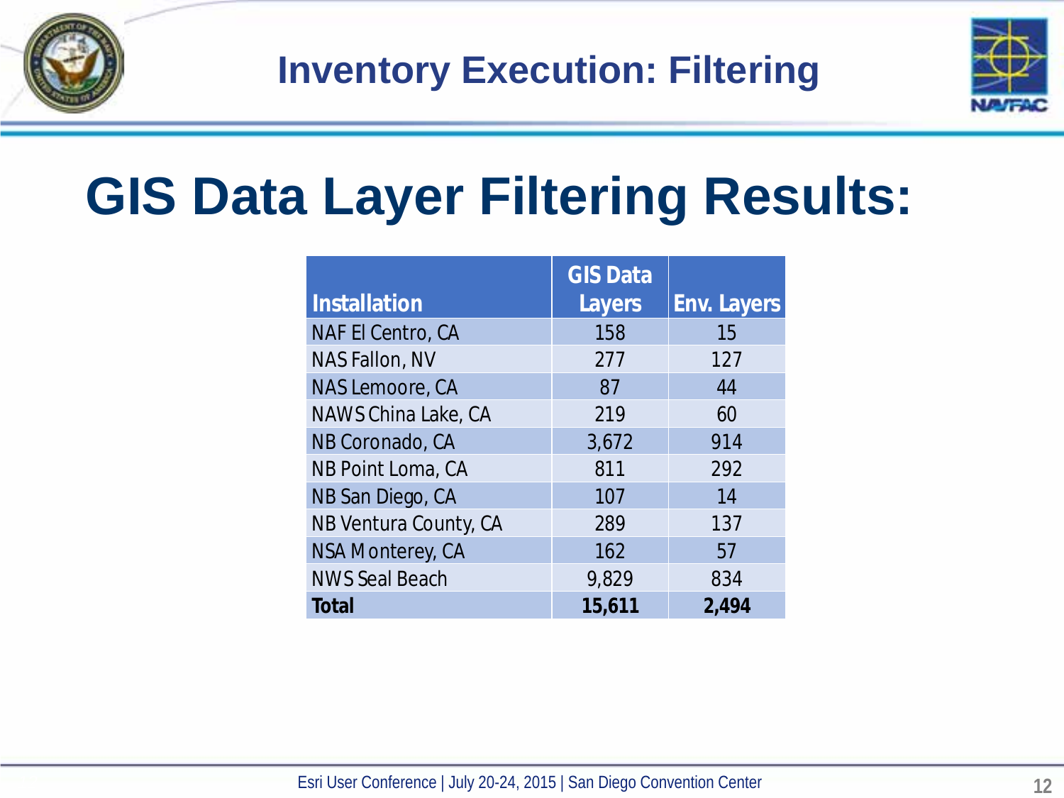# Inventory Execution: Filtering

## GIS Data Layer Filtering Results:

| Installation | GIS Data Layers | Env. Layers |
|---|---|---|
| NAF El Centro, CA | 158 | 15 |
| NAS Fallon, NV | 277 | 127 |
| NAS Lemoore, CA | 87 | 44 |
| NAWS China Lake, CA | 219 | 60 |
| NB Coronado, CA | 3,672 | 914 |
| NB Point Loma, CA | 811 | 292 |
| NB San Diego, CA | 107 | 14 |
| NB Ventura County, CA | 289 | 137 |
| NSA Monterey, CA | 162 | 57 |
| NWS Seal Beach | 9,829 | 834 |
| **Total** | **15,611** | **2,494** |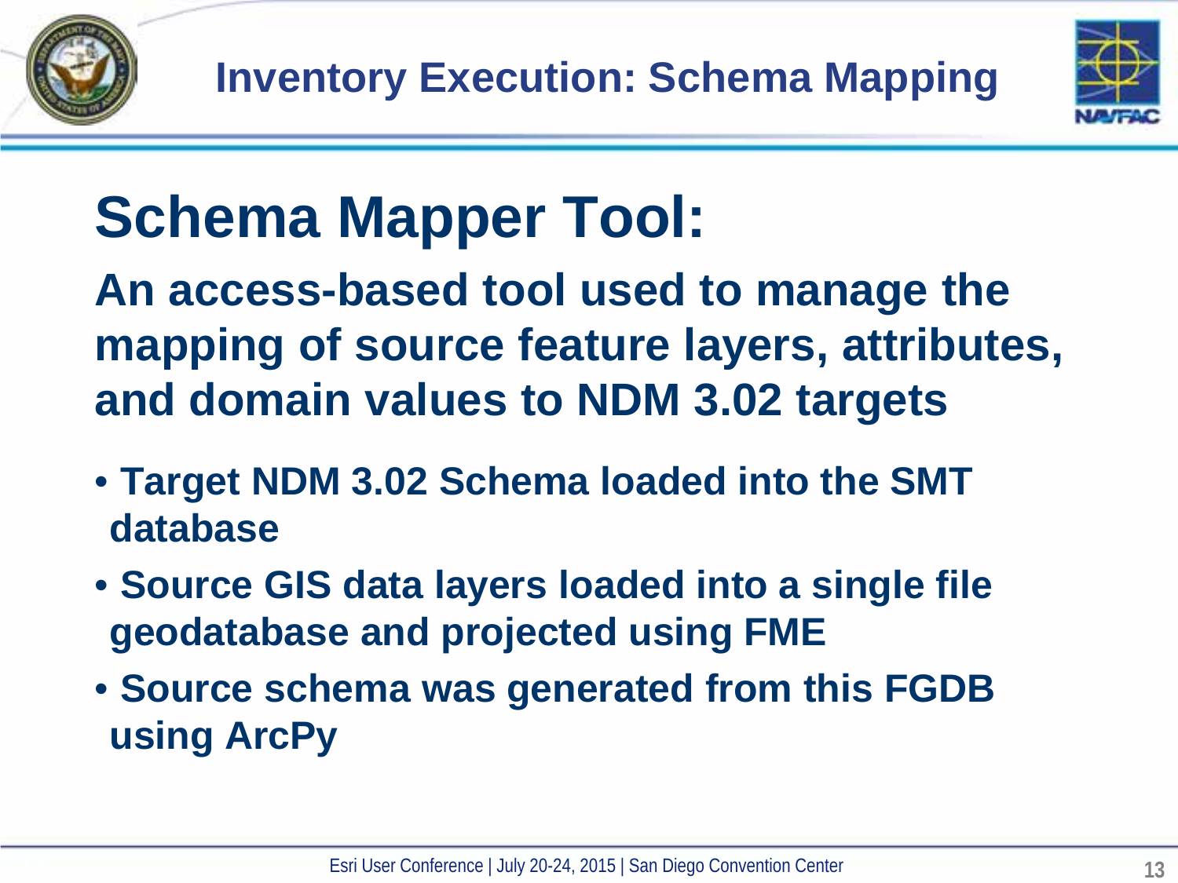# Inventory Execution: Schema Mapping

## Schema Mapper Tool:

**An access-based tool used to manage the mapping of source feature layers, attributes, and domain values to NDM 3.02 targets**

- **Target NDM 3.02 Schema loaded into the SMT database**
- **Source GIS data layers loaded into a single file geodatabase and projected using FME**
- **Source schema was generated from this FGDB using ArcPy**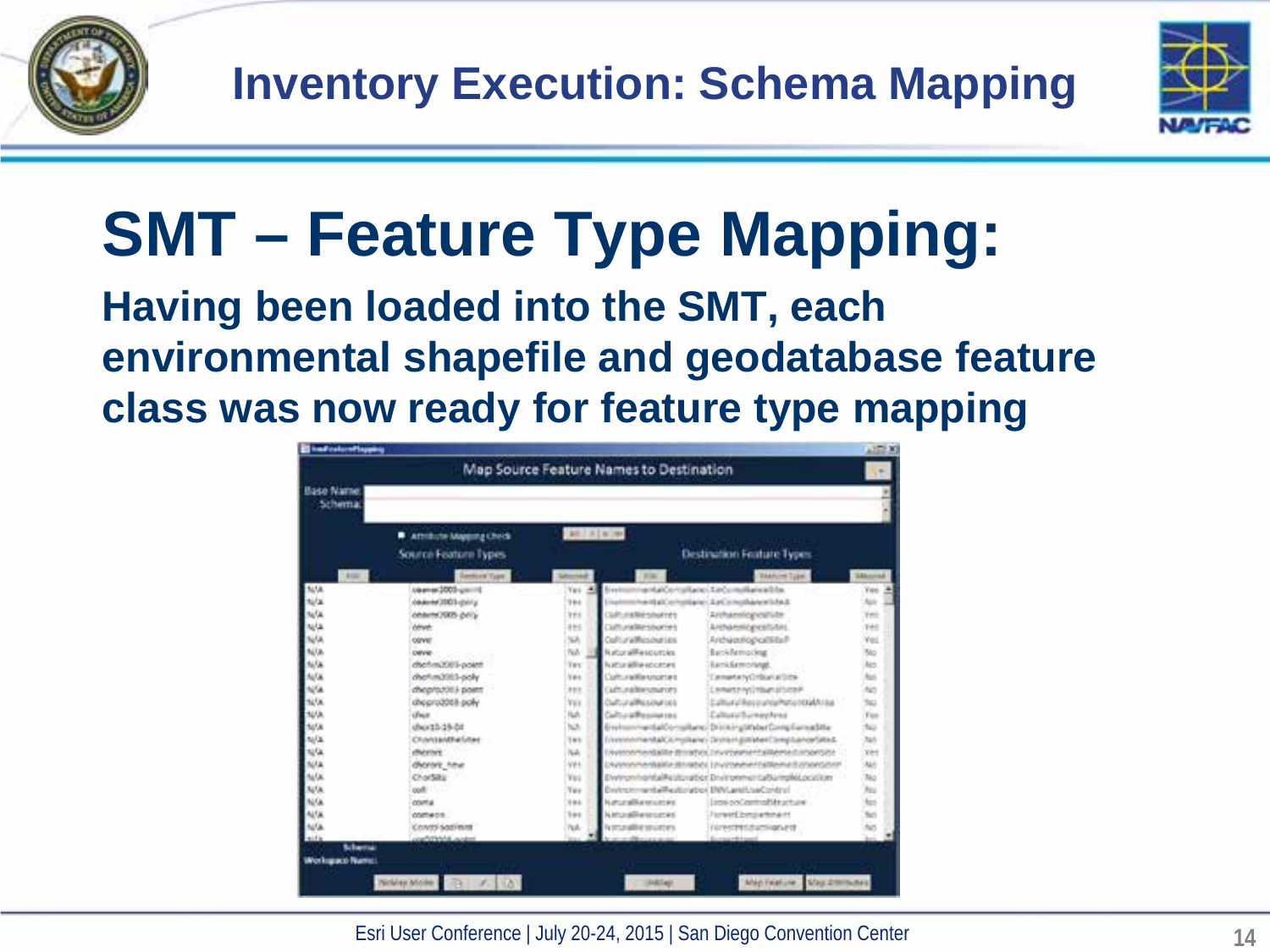# Inventory Execution: Schema Mapping

## SMT – Feature Type Mapping:

**Having been loaded into the SMT, each environmental shapefile and geodatabase feature class was now ready for feature type mapping**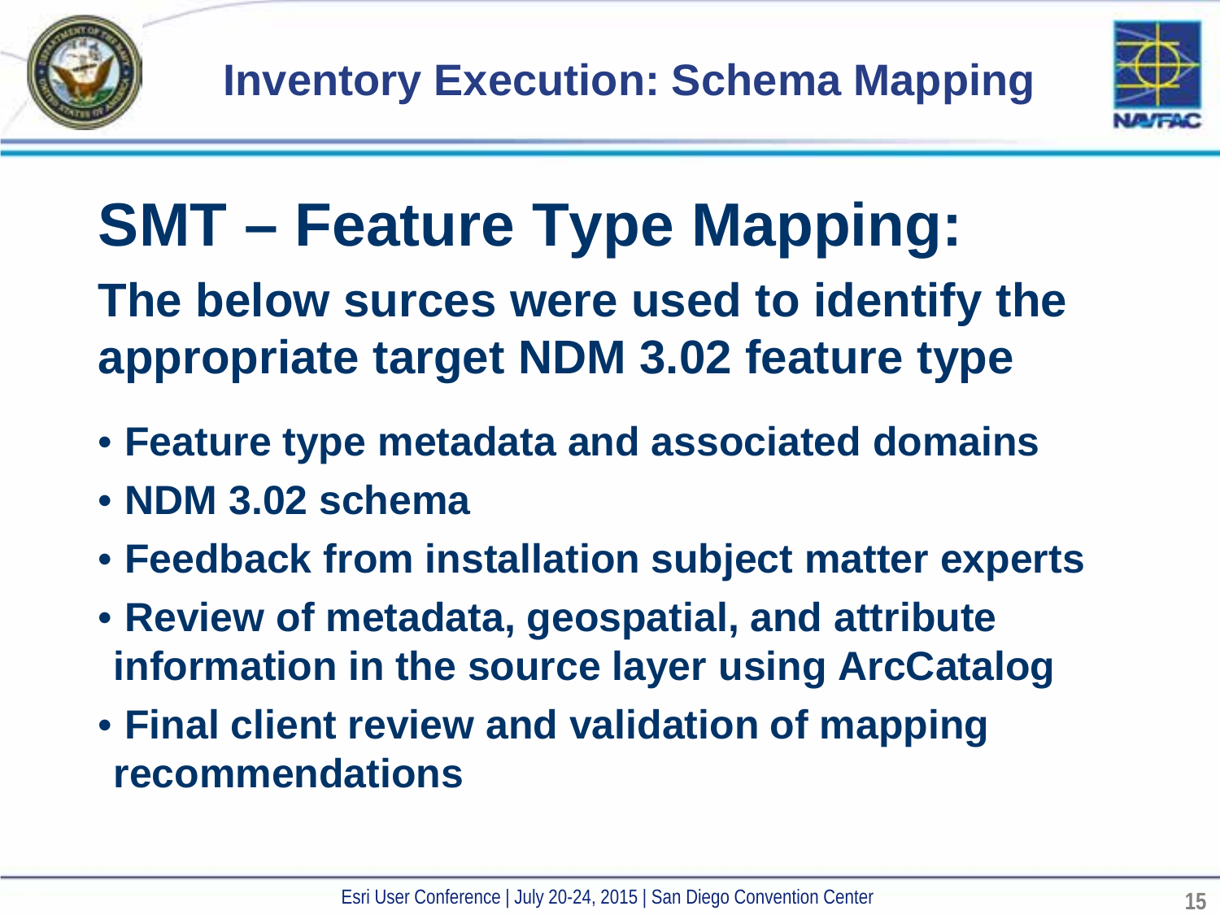# Inventory Execution: Schema Mapping

## SMT – Feature Type Mapping:

**The below surces were used to identify the appropriate target NDM 3.02 feature type**

- Feature type metadata and associated domains
- NDM 3.02 schema
- Feedback from installation subject matter experts
- Review of metadata, geospatial, and attribute information in the source layer using ArcCatalog
- Final client review and validation of mapping recommendations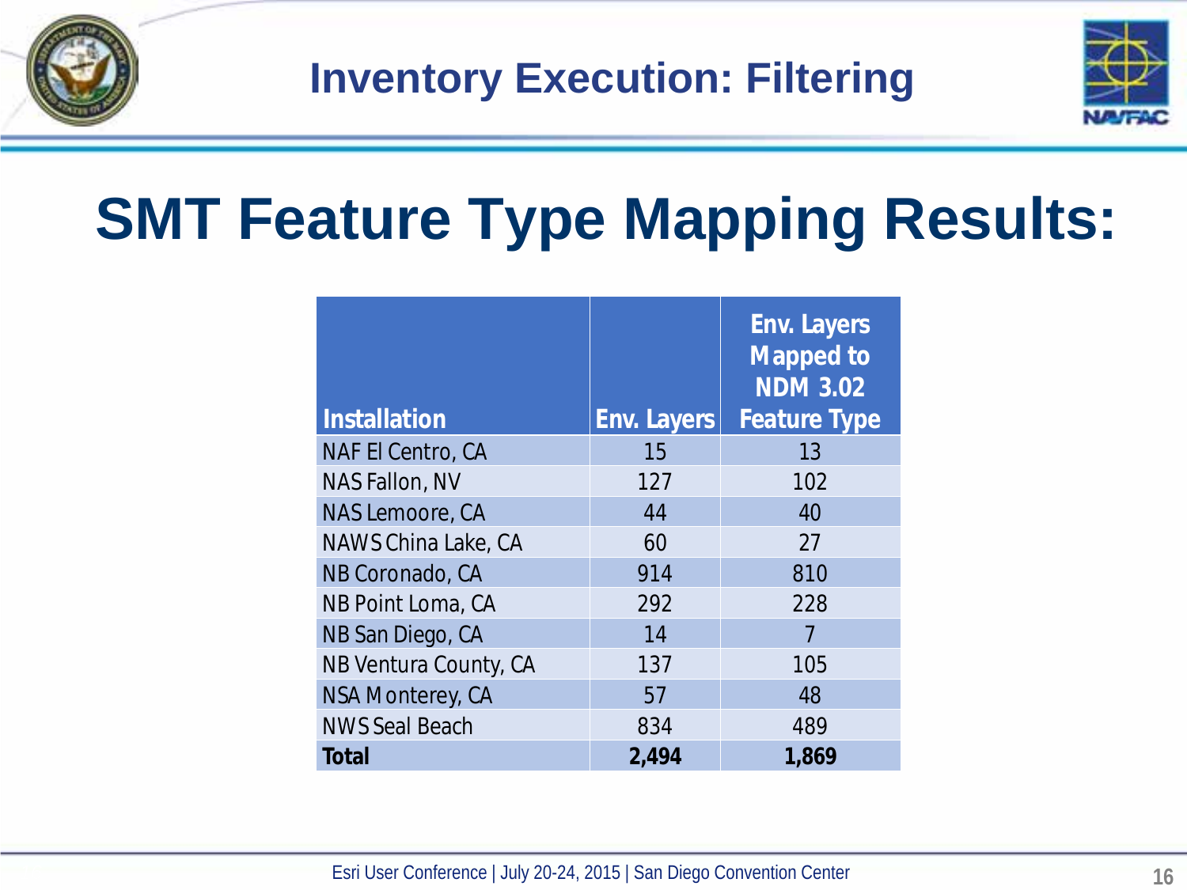# Inventory Execution: Filtering

## SMT Feature Type Mapping Results:

| Installation | Env. Layers | Env. Layers Mapped to NDM 3.02 Feature Type |
|---|---|---|
| NAF El Centro, CA | 15 | 13 |
| NAS Fallon, NV | 127 | 102 |
| NAS Lemoore, CA | 44 | 40 |
| NAWS China Lake, CA | 60 | 27 |
| NB Coronado, CA | 914 | 810 |
| NB Point Loma, CA | 292 | 228 |
| NB San Diego, CA | 14 | 7 |
| NB Ventura County, CA | 137 | 105 |
| NSA Monterey, CA | 57 | 48 |
| NWS Seal Beach | 834 | 489 |
| **Total** | **2,494** | **1,869** |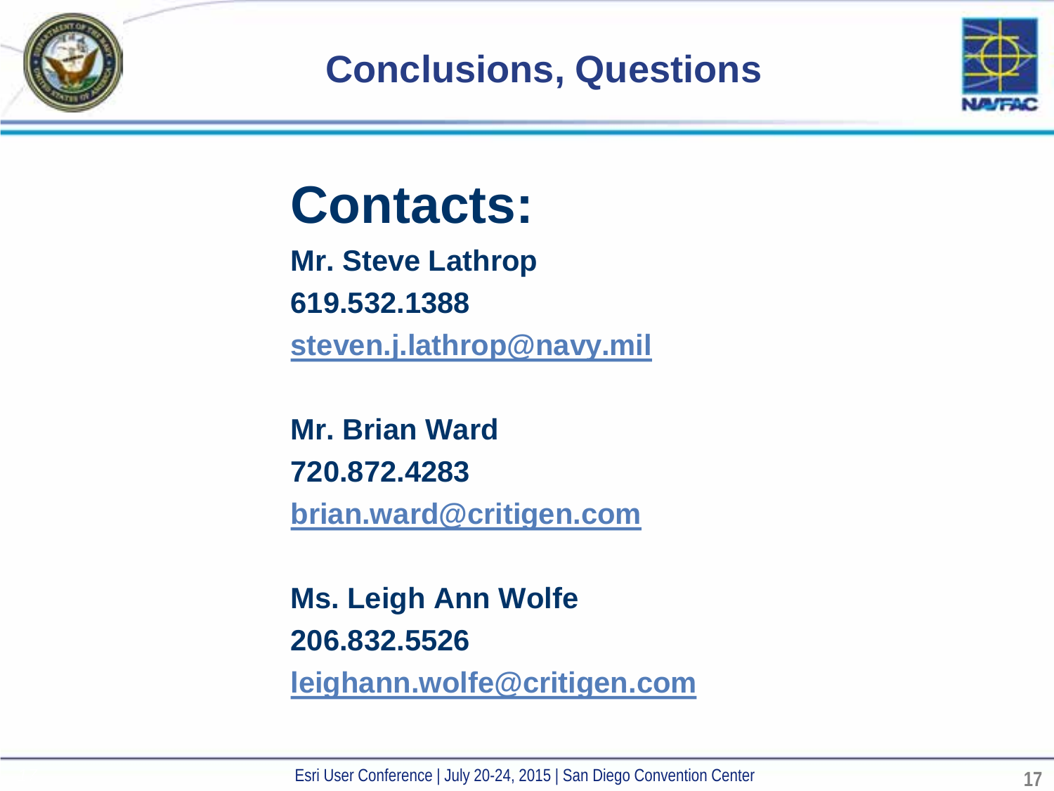# Conclusions, Questions

## Contacts:

**Mr. Steve Lathrop**
**619.532.1388**
**steven.j.lathrop@navy.mil**

**Mr. Brian Ward**
**720.872.4283**
**brian.ward@critigen.com**

**Ms. Leigh Ann Wolfe**
**206.832.5526**
**leighann.wolfe@critigen.com**